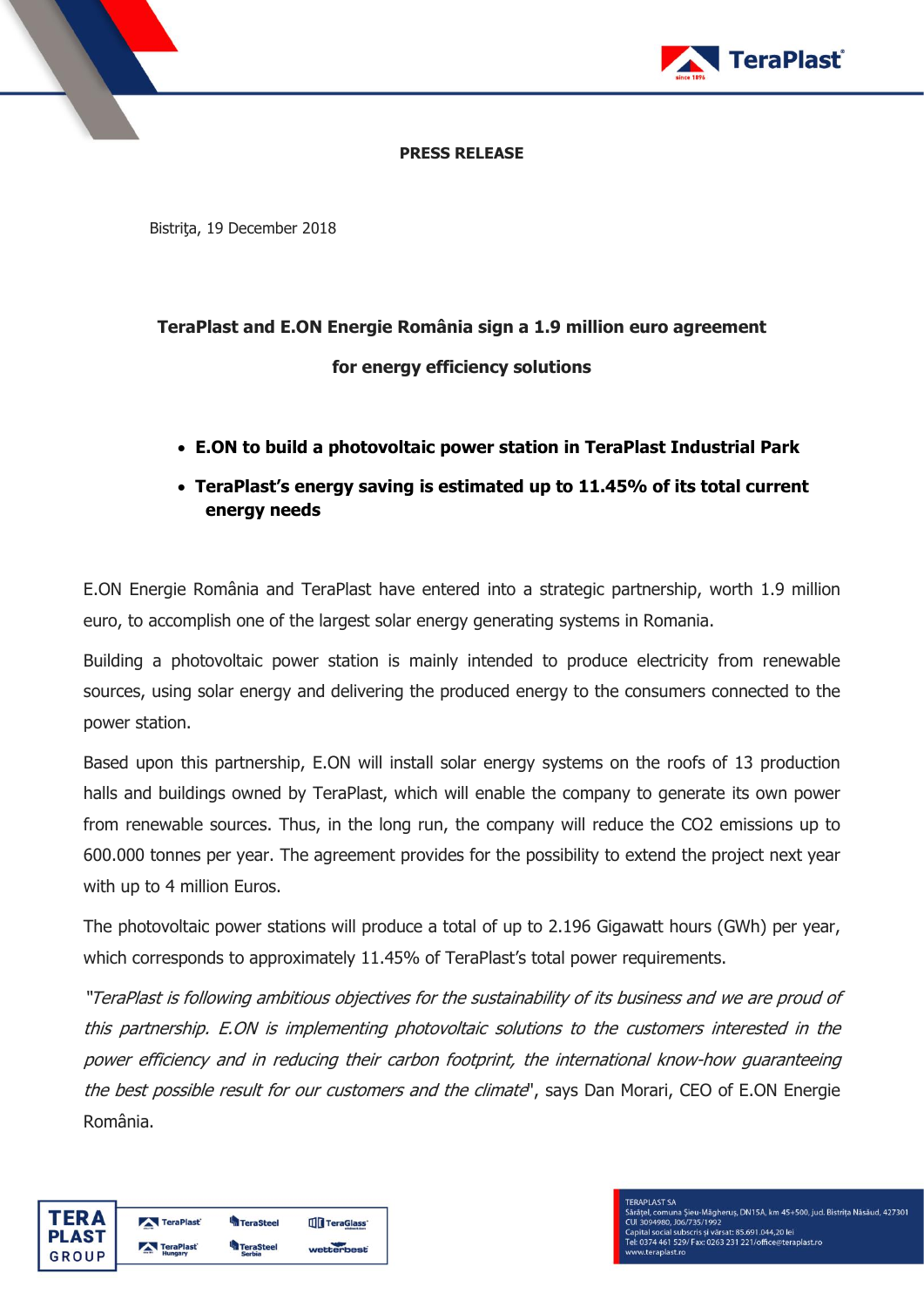**PRESS RELEASE**

Bistriţa, 19 December 2018

## TeraPlast and E.ON Energie România sign a 1.9 million euro agreement for energy efficiency solutions

- **E.ON to build a photovoltaic power station in TeraPlast Industrial Park**
- **TeraPlast's energy saving is estimated up to 11.45% of its total current energy needs**

E.ON Energie România and TeraPlast have entered into a strategic partnership, worth 1.9 million euro, to accomplish one of the largest solar energy generating systems in Romania.

Building a photovoltaic power station is mainly intended to produce electricity from renewable sources, using solar energy and delivering the produced energy to the consumers connected to the power station.

Based upon this partnership, E.ON will install solar energy systems on the roofs of 13 production halls and buildings owned by TeraPlast, which will enable the company to generate its own power from renewable sources. Thus, in the long run, the company will reduce the $CO_2$ emissions up to 600.000 tonnes per year. The agreement provides for the possibility to extend the project next year with up to 4 million Euros.

The photovoltaic power stations will produce a total of up to 2.196 Gigawatt hours (GWh) per year, which corresponds to approximately 11.45% of TeraPlast's total power requirements.

"*TeraPlast is following ambitious objectives for the sustainability of its business and we are proud of this partnership. E.ON is implementing photovoltaic solutions to the customers interested in the power efficiency and in reducing their carbon footprint, the international know-how guaranteeing the best possible result for our customers and the climate*", says Dan Morari, CEO of E.ON Energie România.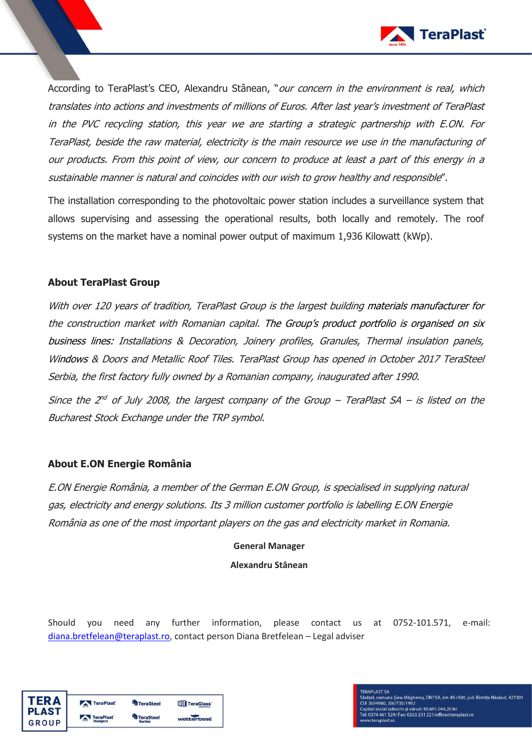According to TeraPlast's CEO, Alexandru Stânean, "*our concern in the environment is real, which translates into actions and investments of millions of Euros. After last year's investment of TeraPlast in the PVC recycling station, this year we are starting a strategic partnership with E.ON. For TeraPlast, beside the raw material, electricity is the main resource we use in the manufacturing of our products. From this point of view, our concern to produce at least a part of this energy in a sustainable manner is natural and coincides with our wish to grow healthy and responsible*".

The installation corresponding to the photovoltaic power station includes a surveillance system that allows supervising and assessing the operational results, both locally and remotely. The roof systems on the market have a nominal power output of maximum 1,936 Kilowatt (kWp).

**About TeraPlast Group**

*With over 120 years of tradition, TeraPlast Group is the largest building materials manufacturer for the construction market with Romanian capital. The Group's product portfolio is organised on six business lines: Installations & Decoration, Joinery profiles, Granules, Thermal insulation panels, Windows & Doors and Metallic Roof Tiles. TeraPlast Group has opened in October 2017 TeraSteel Serbia, the first factory fully owned by a Romanian company, inaugurated after 1990.*

*Since the 2nd of July 2008, the largest company of the Group – TeraPlast SA – is listed on the Bucharest Stock Exchange under the TRP symbol.*

**About E.ON Energie România**

*E.ON Energie România, a member of the German E.ON Group, is specialised in supplying natural gas, electricity and energy solutions. Its 3 million customer portfolio is labelling E.ON Energie România as one of the most important players on the gas and electricity market in Romania.*

**General Manager**

**Alexandru Stânean**

Should you need any further information, please contact us at 0752-101.571, e-mail: diana.bretfelean@teraplast.ro, contact person Diana Bretfelean – Legal adviser

TERAPLAST SA
Sărățel, comuna Șieu-Măgheruș, DN15A, km 45+500, jud. Bistrița Năsăud, 427301
CUI 3094980, J06/735/1992
Capital social subscris și vărsat: 85.691.044,20 lei
Tel: 0374 461 529/ Fax: 0263 231 221/office@teraplast.ro
www.teraplast.ro